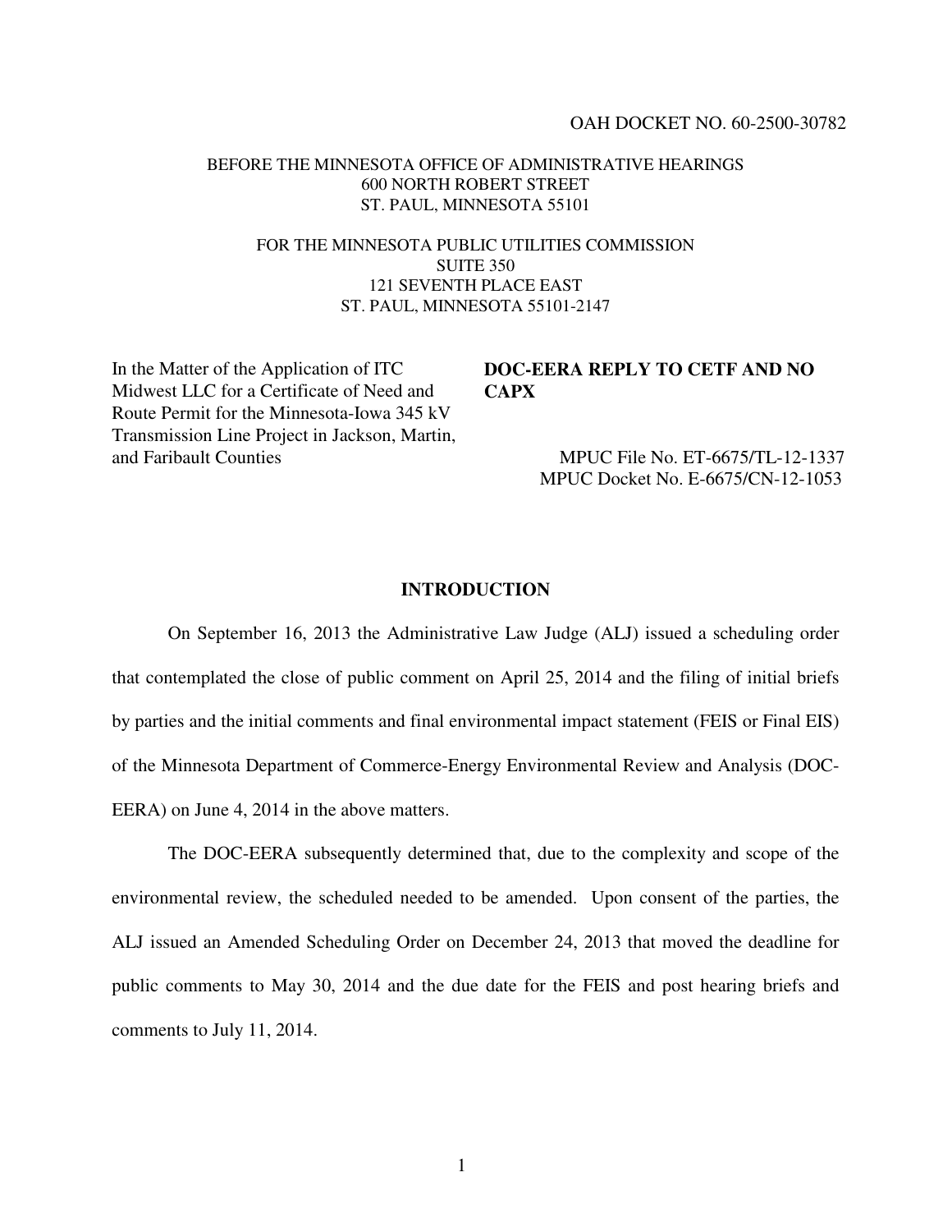OAH DOCKET NO. 60-2500-30782

BEFORE THE MINNESOTA OFFICE OF ADMINISTRATIVE HEARINGS
600 NORTH ROBERT STREET
ST. PAUL, MINNESOTA 55101

FOR THE MINNESOTA PUBLIC UTILITIES COMMISSION
SUITE 350
121 SEVENTH PLACE EAST
ST. PAUL, MINNESOTA 55101-2147

In the Matter of the Application of ITC Midwest LLC for a Certificate of Need and Route Permit for the Minnesota-Iowa 345 kV Transmission Line Project in Jackson, Martin, and Faribault Counties

**DOC-EERA REPLY TO CETF AND NO CAPX**

MPUC File No. ET-6675/TL-12-1337
MPUC Docket No. E-6675/CN-12-1053

## INTRODUCTION

On September 16, 2013 the Administrative Law Judge (ALJ) issued a scheduling order that contemplated the close of public comment on April 25, 2014 and the filing of initial briefs by parties and the initial comments and final environmental impact statement (FEIS or Final EIS) of the Minnesota Department of Commerce-Energy Environmental Review and Analysis (DOC-EERA) on June 4, 2014 in the above matters.

The DOC-EERA subsequently determined that, due to the complexity and scope of the environmental review, the scheduled needed to be amended. Upon consent of the parties, the ALJ issued an Amended Scheduling Order on December 24, 2013 that moved the deadline for public comments to May 30, 2014 and the due date for the FEIS and post hearing briefs and comments to July 11, 2014.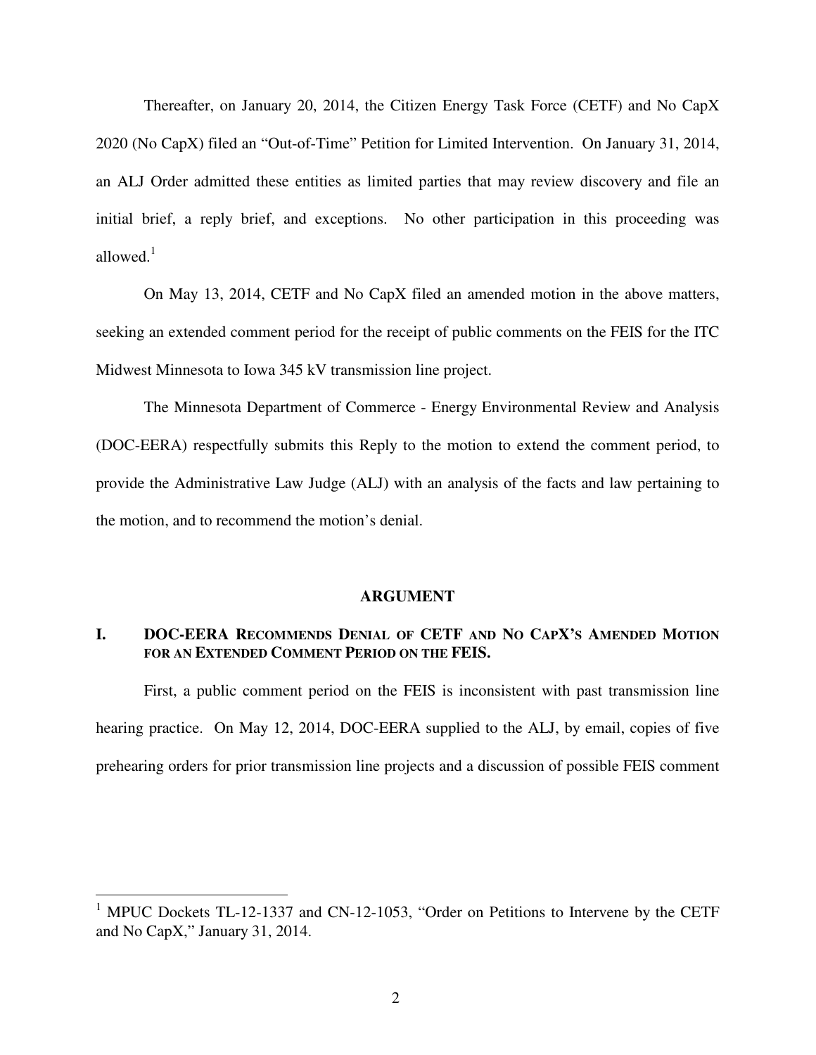Thereafter, on January 20, 2014, the Citizen Energy Task Force (CETF) and No CapX 2020 (No CapX) filed an "Out-of-Time" Petition for Limited Intervention. On January 31, 2014, an ALJ Order admitted these entities as limited parties that may review discovery and file an initial brief, a reply brief, and exceptions. No other participation in this proceeding was allowed.[1]

On May 13, 2014, CETF and No CapX filed an amended motion in the above matters, seeking an extended comment period for the receipt of public comments on the FEIS for the ITC Midwest Minnesota to Iowa 345 kV transmission line project.

The Minnesota Department of Commerce - Energy Environmental Review and Analysis (DOC-EERA) respectfully submits this Reply to the motion to extend the comment period, to provide the Administrative Law Judge (ALJ) with an analysis of the facts and law pertaining to the motion, and to recommend the motion's denial.

## ARGUMENT

### I. DOC-EERA Recommends Denial of CETF and No CapX's Amended Motion for an Extended Comment Period on the FEIS.

First, a public comment period on the FEIS is inconsistent with past transmission line hearing practice. On May 12, 2014, DOC-EERA supplied to the ALJ, by email, copies of five prehearing orders for prior transmission line projects and a discussion of possible FEIS comment

---

[1] MPUC Dockets TL-12-1337 and CN-12-1053, "Order on Petitions to Intervene by the CETF and No CapX," January 31, 2014.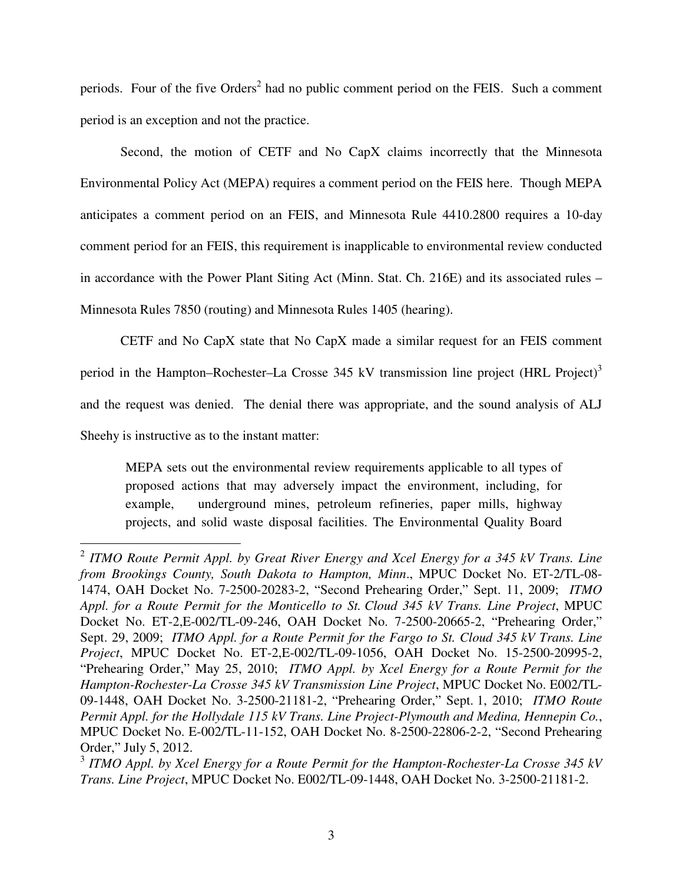periods. Four of the five Orders[2] had no public comment period on the FEIS. Such a comment period is an exception and not the practice.

Second, the motion of CETF and No CapX claims incorrectly that the Minnesota Environmental Policy Act (MEPA) requires a comment period on the FEIS here. Though MEPA anticipates a comment period on an FEIS, and Minnesota Rule 4410.2800 requires a 10-day comment period for an FEIS, this requirement is inapplicable to environmental review conducted in accordance with the Power Plant Siting Act (Minn. Stat. Ch. 216E) and its associated rules – Minnesota Rules 7850 (routing) and Minnesota Rules 1405 (hearing).

CETF and No CapX state that No CapX made a similar request for an FEIS comment period in the Hampton–Rochester–La Crosse 345 kV transmission line project (HRL Project)[3] and the request was denied. The denial there was appropriate, and the sound analysis of ALJ Sheehy is instructive as to the instant matter:

> MEPA sets out the environmental review requirements applicable to all types of proposed actions that may adversely impact the environment, including, for example, underground mines, petroleum refineries, paper mills, highway projects, and solid waste disposal facilities. The Environmental Quality Board

---

[2] *ITMO Route Permit Appl. by Great River Energy and Xcel Energy for a 345 kV Trans. Line from Brookings County, South Dakota to Hampton, Minn*., MPUC Docket No. ET-2/TL-08-1474, OAH Docket No. 7-2500-20283-2, "Second Prehearing Order," Sept. 11, 2009; *ITMO Appl. for a Route Permit for the Monticello to St. Cloud 345 kV Trans. Line Project*, MPUC Docket No. ET-2,E-002/TL-09-246, OAH Docket No. 7-2500-20665-2, "Prehearing Order," Sept. 29, 2009; *ITMO Appl. for a Route Permit for the Fargo to St. Cloud 345 kV Trans. Line Project*, MPUC Docket No. ET-2,E-002/TL-09-1056, OAH Docket No. 15-2500-20995-2, "Prehearing Order," May 25, 2010; *ITMO Appl. by Xcel Energy for a Route Permit for the Hampton-Rochester-La Crosse 345 kV Transmission Line Project*, MPUC Docket No. E002/TL-09-1448, OAH Docket No. 3-2500-21181-2, "Prehearing Order," Sept. 1, 2010; *ITMO Route Permit Appl. for the Hollydale 115 kV Trans. Line Project-Plymouth and Medina, Hennepin Co.*, MPUC Docket No. E-002/TL-11-152, OAH Docket No. 8-2500-22806-2-2, "Second Prehearing Order," July 5, 2012.

[3] *ITMO Appl. by Xcel Energy for a Route Permit for the Hampton-Rochester-La Crosse 345 kV Trans. Line Project*, MPUC Docket No. E002/TL-09-1448, OAH Docket No. 3-2500-21181-2.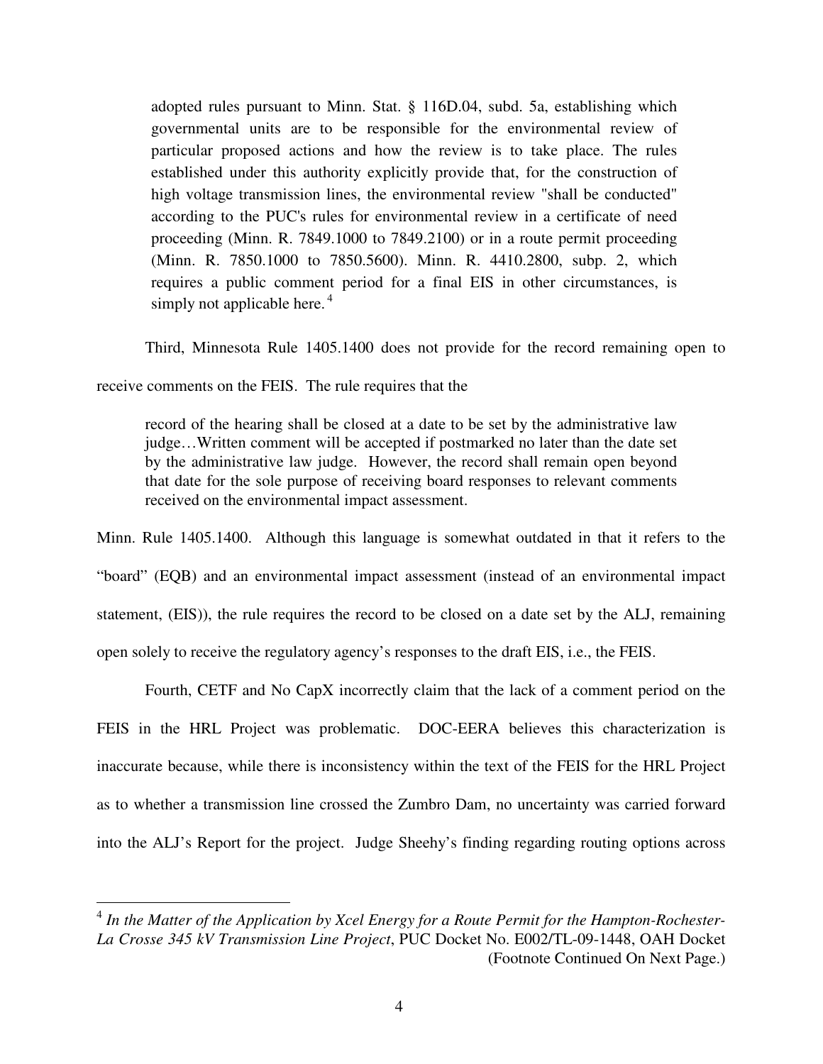> adopted rules pursuant to Minn. Stat. § 116D.04, subd. 5a, establishing which governmental units are to be responsible for the environmental review of particular proposed actions and how the review is to take place. The rules established under this authority explicitly provide that, for the construction of high voltage transmission lines, the environmental review "shall be conducted" according to the PUC's rules for environmental review in a certificate of need proceeding (Minn. R. 7849.1000 to 7849.2100) or in a route permit proceeding (Minn. R. 7850.1000 to 7850.5600). Minn. R. 4410.2800, subp. 2, which requires a public comment period for a final EIS in other circumstances, is simply not applicable here.[4]

Third, Minnesota Rule 1405.1400 does not provide for the record remaining open to receive comments on the FEIS. The rule requires that the

> record of the hearing shall be closed at a date to be set by the administrative law judge…Written comment will be accepted if postmarked no later than the date set by the administrative law judge. However, the record shall remain open beyond that date for the sole purpose of receiving board responses to relevant comments received on the environmental impact assessment.

Minn. Rule 1405.1400. Although this language is somewhat outdated in that it refers to the "board" (EQB) and an environmental impact assessment (instead of an environmental impact statement, (EIS)), the rule requires the record to be closed on a date set by the ALJ, remaining open solely to receive the regulatory agency's responses to the draft EIS, i.e., the FEIS.

Fourth, CETF and No CapX incorrectly claim that the lack of a comment period on the FEIS in the HRL Project was problematic. DOC-EERA believes this characterization is inaccurate because, while there is inconsistency within the text of the FEIS for the HRL Project as to whether a transmission line crossed the Zumbro Dam, no uncertainty was carried forward into the ALJ's Report for the project. Judge Sheehy's finding regarding routing options across

---

[4] *In the Matter of the Application by Xcel Energy for a Route Permit for the Hampton-Rochester-La Crosse 345 kV Transmission Line Project*, PUC Docket No. E002/TL-09-1448, OAH Docket (Footnote Continued On Next Page.)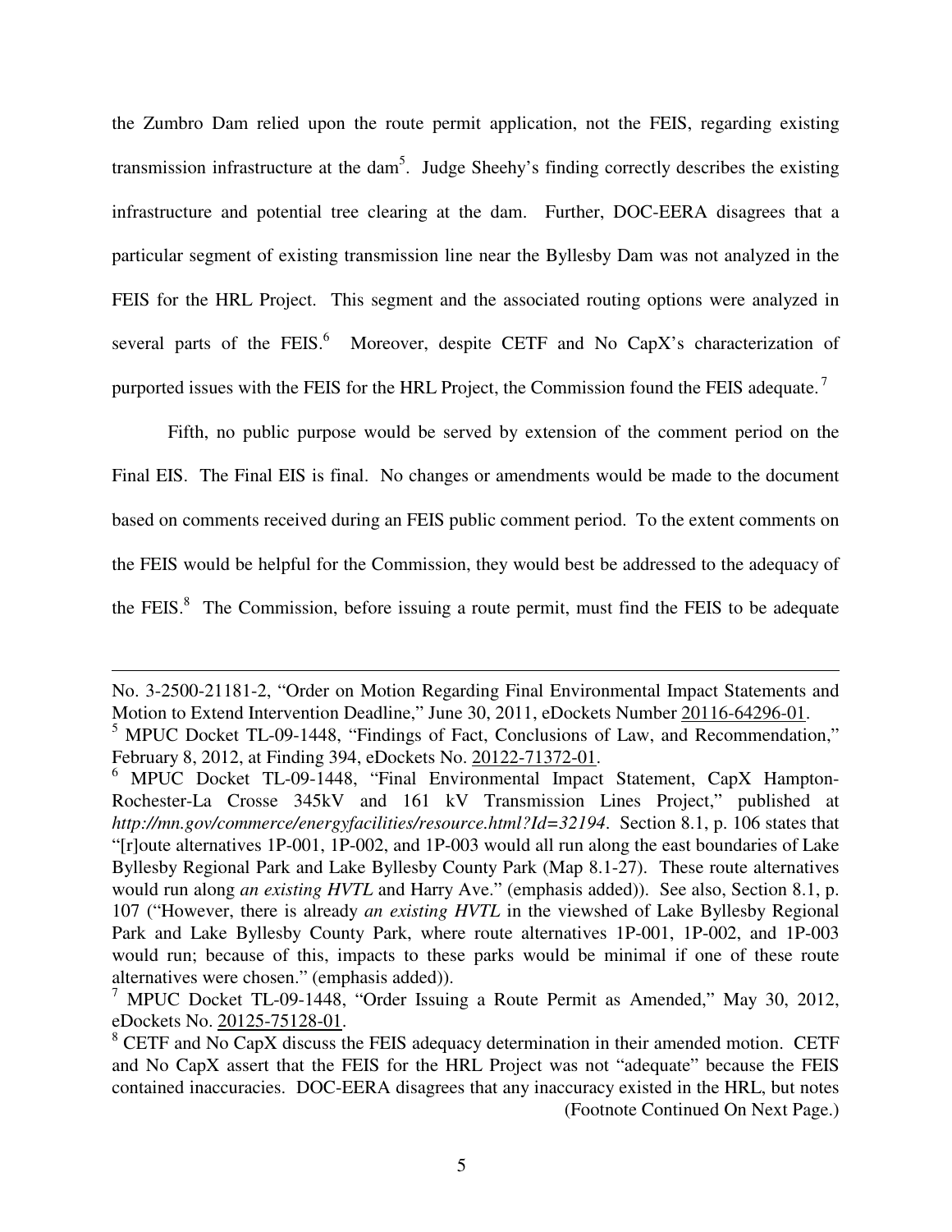the Zumbro Dam relied upon the route permit application, not the FEIS, regarding existing transmission infrastructure at the dam[5]. Judge Sheehy's finding correctly describes the existing infrastructure and potential tree clearing at the dam. Further, DOC-EERA disagrees that a particular segment of existing transmission line near the Byllesby Dam was not analyzed in the FEIS for the HRL Project. This segment and the associated routing options were analyzed in several parts of the FEIS.[6] Moreover, despite CETF and No CapX's characterization of purported issues with the FEIS for the HRL Project, the Commission found the FEIS adequate.[7]

Fifth, no public purpose would be served by extension of the comment period on the Final EIS. The Final EIS is final. No changes or amendments would be made to the document based on comments received during an FEIS public comment period. To the extent comments on the FEIS would be helpful for the Commission, they would best be addressed to the adequacy of the FEIS.[8] The Commission, before issuing a route permit, must find the FEIS to be adequate

---

No. 3-2500-21181-2, "Order on Motion Regarding Final Environmental Impact Statements and Motion to Extend Intervention Deadline," June 30, 2011, eDockets Number 20116-64296-01.

[5] MPUC Docket TL-09-1448, "Findings of Fact, Conclusions of Law, and Recommendation," February 8, 2012, at Finding 394, eDockets No. 20122-71372-01.

[6] MPUC Docket TL-09-1448, "Final Environmental Impact Statement, CapX Hampton-Rochester-La Crosse 345kV and 161 kV Transmission Lines Project," published at *http://mn.gov/commerce/energyfacilities/resource.html?Id=32194*. Section 8.1, p. 106 states that "[r]oute alternatives 1P-001, 1P-002, and 1P-003 would all run along the east boundaries of Lake Byllesby Regional Park and Lake Byllesby County Park (Map 8.1-27). These route alternatives would run along *an existing HVTL* and Harry Ave." (emphasis added)). See also, Section 8.1, p. 107 ("However, there is already *an existing HVTL* in the viewshed of Lake Byllesby Regional Park and Lake Byllesby County Park, where route alternatives 1P-001, 1P-002, and 1P-003 would run; because of this, impacts to these parks would be minimal if one of these route alternatives were chosen." (emphasis added)).

[7] MPUC Docket TL-09-1448, "Order Issuing a Route Permit as Amended," May 30, 2012, eDockets No. 20125-75128-01.

[8] CETF and No CapX discuss the FEIS adequacy determination in their amended motion. CETF and No CapX assert that the FEIS for the HRL Project was not "adequate" because the FEIS contained inaccuracies. DOC-EERA disagrees that any inaccuracy existed in the HRL, but notes (Footnote Continued On Next Page.)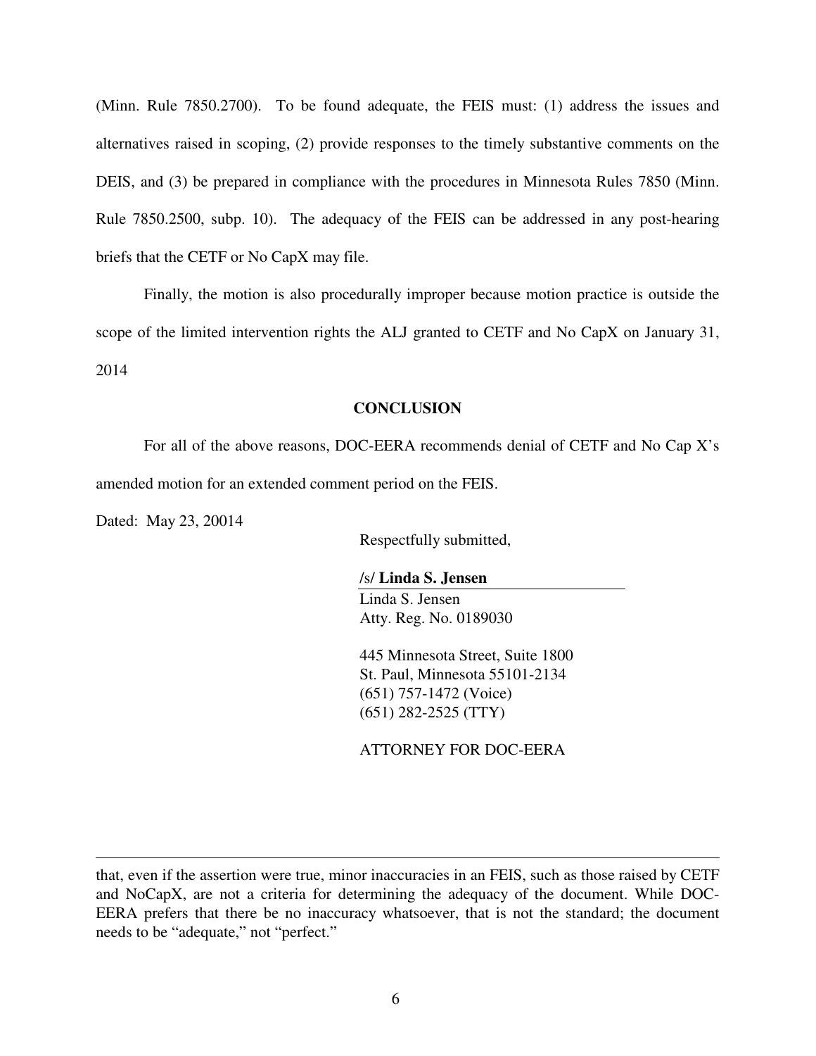(Minn. Rule 7850.2700). To be found adequate, the FEIS must: (1) address the issues and alternatives raised in scoping, (2) provide responses to the timely substantive comments on the DEIS, and (3) be prepared in compliance with the procedures in Minnesota Rules 7850 (Minn. Rule 7850.2500, subp. 10). The adequacy of the FEIS can be addressed in any post-hearing briefs that the CETF or No CapX may file.

Finally, the motion is also procedurally improper because motion practice is outside the scope of the limited intervention rights the ALJ granted to CETF and No CapX on January 31, 2014

**CONCLUSION**

For all of the above reasons, DOC-EERA recommends denial of CETF and No Cap X's amended motion for an extended comment period on the FEIS.

Dated: May 23, 20014

Respectfully submitted,

**/s/ Linda S. Jensen**
Linda S. Jensen
Atty. Reg. No. 0189030

445 Minnesota Street, Suite 1800
St. Paul, Minnesota 55101-2134
(651) 757-1472 (Voice)
(651) 282-2525 (TTY)

ATTORNEY FOR DOC-EERA

---

that, even if the assertion were true, minor inaccuracies in an FEIS, such as those raised by CETF and NoCapX, are not a criteria for determining the adequacy of the document. While DOC-EERA prefers that there be no inaccuracy whatsoever, that is not the standard; the document needs to be "adequate," not "perfect."